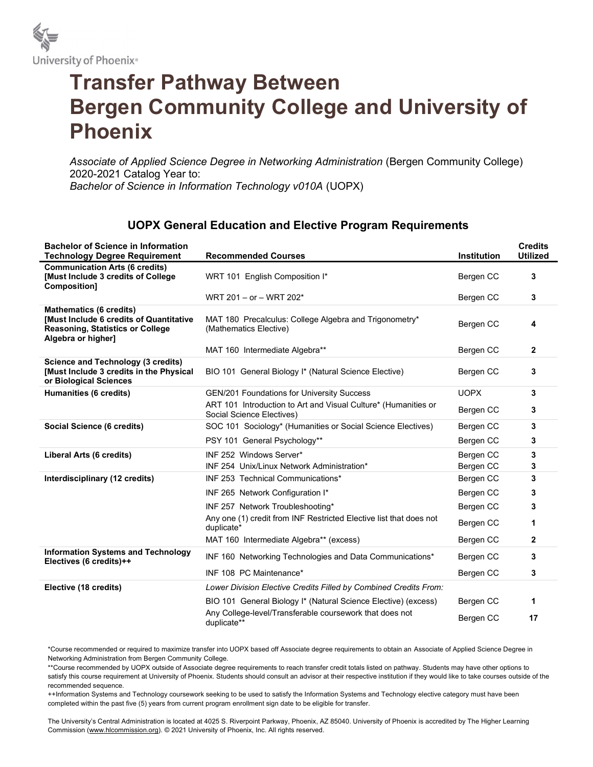University of Phoenix®

# Transfer Pathway Between Bergen Community College and University of Phoenix

*Associate of Applied Science Degree in Networking Administration* (Bergen Community College) 2020-2021 Catalog Year to:
*Bachelor of Science in Information Technology v010A* (UOPX)

## UOPX General Education and Elective Program Requirements

| Bachelor of Science in Information Technology Degree Requirement | Recommended Courses | Institution | Credits Utilized |
|---|---|---|---|
| **Communication Arts (6 credits) [Must Include 3 credits of College Composition]** | WRT 101 English Composition I* | Bergen CC | **3** |
| | WRT 201 – or – WRT 202* | Bergen CC | **3** |
| **Mathematics (6 credits) [Must Include 6 credits of Quantitative Reasoning, Statistics or College Algebra or higher]** | MAT 180 Precalculus: College Algebra and Trigonometry* (Mathematics Elective) | Bergen CC | **4** |
| | MAT 160 Intermediate Algebra** | Bergen CC | **2** |
| **Science and Technology (3 credits) [Must Include 3 credits in the Physical or Biological Sciences** | BIO 101 General Biology I* (Natural Science Elective) | Bergen CC | **3** |
| **Humanities (6 credits)** | GEN/201 Foundations for University Success | UOPX | **3** |
| | ART 101 Introduction to Art and Visual Culture* (Humanities or Social Science Electives) | Bergen CC | **3** |
| **Social Science (6 credits)** | SOC 101 Sociology* (Humanities or Social Science Electives) | Bergen CC | **3** |
| | PSY 101 General Psychology** | Bergen CC | **3** |
| **Liberal Arts (6 credits)** | INF 252 Windows Server* | Bergen CC | **3** |
| | INF 254 Unix/Linux Network Administration* | Bergen CC | **3** |
| **Interdisciplinary (12 credits)** | INF 253 Technical Communications* | Bergen CC | **3** |
| | INF 265 Network Configuration I* | Bergen CC | **3** |
| | INF 257 Network Troubleshooting* | Bergen CC | **3** |
| | Any one (1) credit from INF Restricted Elective list that does not duplicate* | Bergen CC | **1** |
| | MAT 160 Intermediate Algebra** (excess) | Bergen CC | **2** |
| **Information Systems and Technology Electives (6 credits)++** | INF 160 Networking Technologies and Data Communications* | Bergen CC | **3** |
| | INF 108 PC Maintenance* | Bergen CC | **3** |
| **Elective (18 credits)** | *Lower Division Elective Credits Filled by Combined Credits From:* | | |
| | BIO 101 General Biology I* (Natural Science Elective) (excess) | Bergen CC | **1** |
| | Any College-level/Transferable coursework that does not duplicate** | Bergen CC | **17** |

*Course recommended or required to maximize transfer into UOPX based off Associate degree requirements to obtain an Associate of Applied Science Degree in Networking Administration from Bergen Community College.
**Course recommended by UOPX outside of Associate degree requirements to reach transfer credit totals listed on pathway. Students may have other options to satisfy this course requirement at University of Phoenix. Students should consult an advisor at their respective institution if they would like to take courses outside of the recommended sequence.
++Information Systems and Technology coursework seeking to be used to satisfy the Information Systems and Technology elective category must have been completed within the past five (5) years from current program enrollment sign date to be eligible for transfer.

The University's Central Administration is located at 4025 S. Riverpoint Parkway, Phoenix, AZ 85040. University of Phoenix is accredited by The Higher Learning Commission (www.hlcommission.org). © 2021 University of Phoenix, Inc. All rights reserved.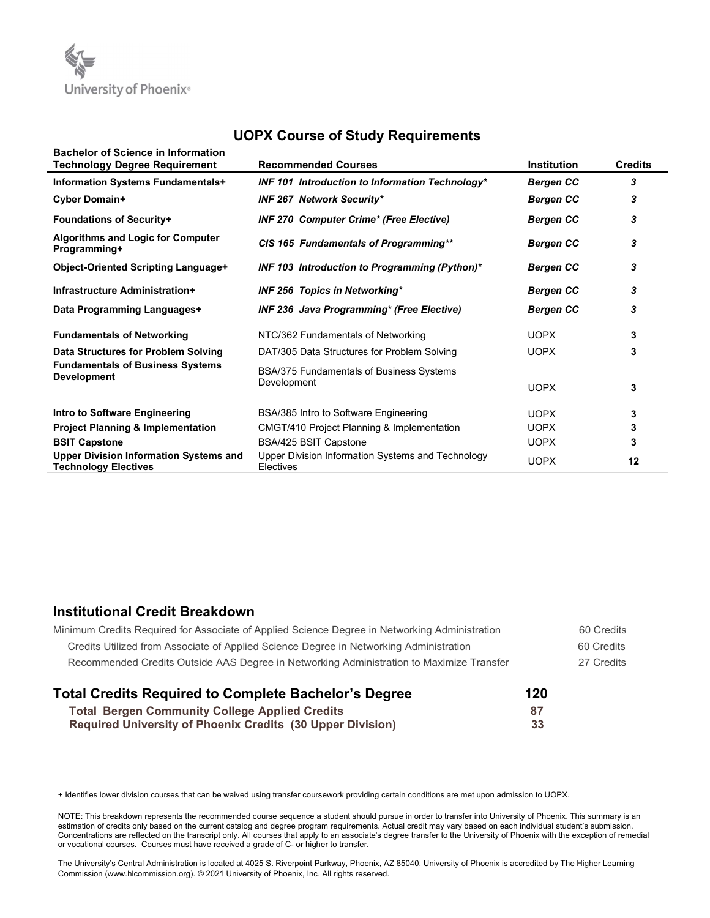University of Phoenix®

## UOPX Course of Study Requirements

| Bachelor of Science in Information Technology Degree Requirement | Recommended Courses | Institution | Credits |
|---|---|---|---|
| **Information Systems Fundamentals+** | ***INF 101 Introduction to Information Technology**** | ***Bergen CC*** | ***3*** |
| **Cyber Domain+** | ***INF 267 Network Security**** | ***Bergen CC*** | ***3*** |
| **Foundations of Security+** | ***INF 270 Computer Crime* (Free Elective)*** | ***Bergen CC*** | ***3*** |
| **Algorithms and Logic for Computer Programming+** | ***CIS 165 Fundamentals of Programming***** | ***Bergen CC*** | ***3*** |
| **Object-Oriented Scripting Language+** | ***INF 103 Introduction to Programming (Python)**** | ***Bergen CC*** | ***3*** |
| **Infrastructure Administration+** | ***INF 256 Topics in Networking**** | ***Bergen CC*** | ***3*** |
| **Data Programming Languages+** | ***INF 236 Java Programming* (Free Elective)*** | ***Bergen CC*** | ***3*** |
| **Fundamentals of Networking** | NTC/362 Fundamentals of Networking | UOPX | **3** |
| **Data Structures for Problem Solving** | DAT/305 Data Structures for Problem Solving | UOPX | **3** |
| **Fundamentals of Business Systems Development** | BSA/375 Fundamentals of Business Systems Development | UOPX | **3** |
| **Intro to Software Engineering** | BSA/385 Intro to Software Engineering | UOPX | **3** |
| **Project Planning & Implementation** | CMGT/410 Project Planning & Implementation | UOPX | **3** |
| **BSIT Capstone** | BSA/425 BSIT Capstone | UOPX | **3** |
| **Upper Division Information Systems and Technology Electives** | Upper Division Information Systems and Technology Electives | UOPX | **12** |

## Institutional Credit Breakdown

| | |
|---|---|
| Minimum Credits Required for Associate of Applied Science Degree in Networking Administration | 60 Credits |
| Credits Utilized from Associate of Applied Science Degree in Networking Administration | 60 Credits |
| Recommended Credits Outside AAS Degree in Networking Administration to Maximize Transfer | 27 Credits |

| | |
|---|---|
| **Total Credits Required to Complete Bachelor's Degree** | **120** |
| **Total Bergen Community College Applied Credits** | **87** |
| **Required University of Phoenix Credits (30 Upper Division)** | **33** |

+ Identifies lower division courses that can be waived using transfer coursework providing certain conditions are met upon admission to UOPX.

NOTE: This breakdown represents the recommended course sequence a student should pursue in order to transfer into University of Phoenix. This summary is an estimation of credits only based on the current catalog and degree program requirements. Actual credit may vary based on each individual student's submission. Concentrations are reflected on the transcript only. All courses that apply to an associate's degree transfer to the University of Phoenix with the exception of remedial or vocational courses. Courses must have received a grade of C- or higher to transfer.

The University's Central Administration is located at 4025 S. Riverpoint Parkway, Phoenix, AZ 85040. University of Phoenix is accredited by The Higher Learning Commission (www.hlcommission.org). © 2021 University of Phoenix, Inc. All rights reserved.